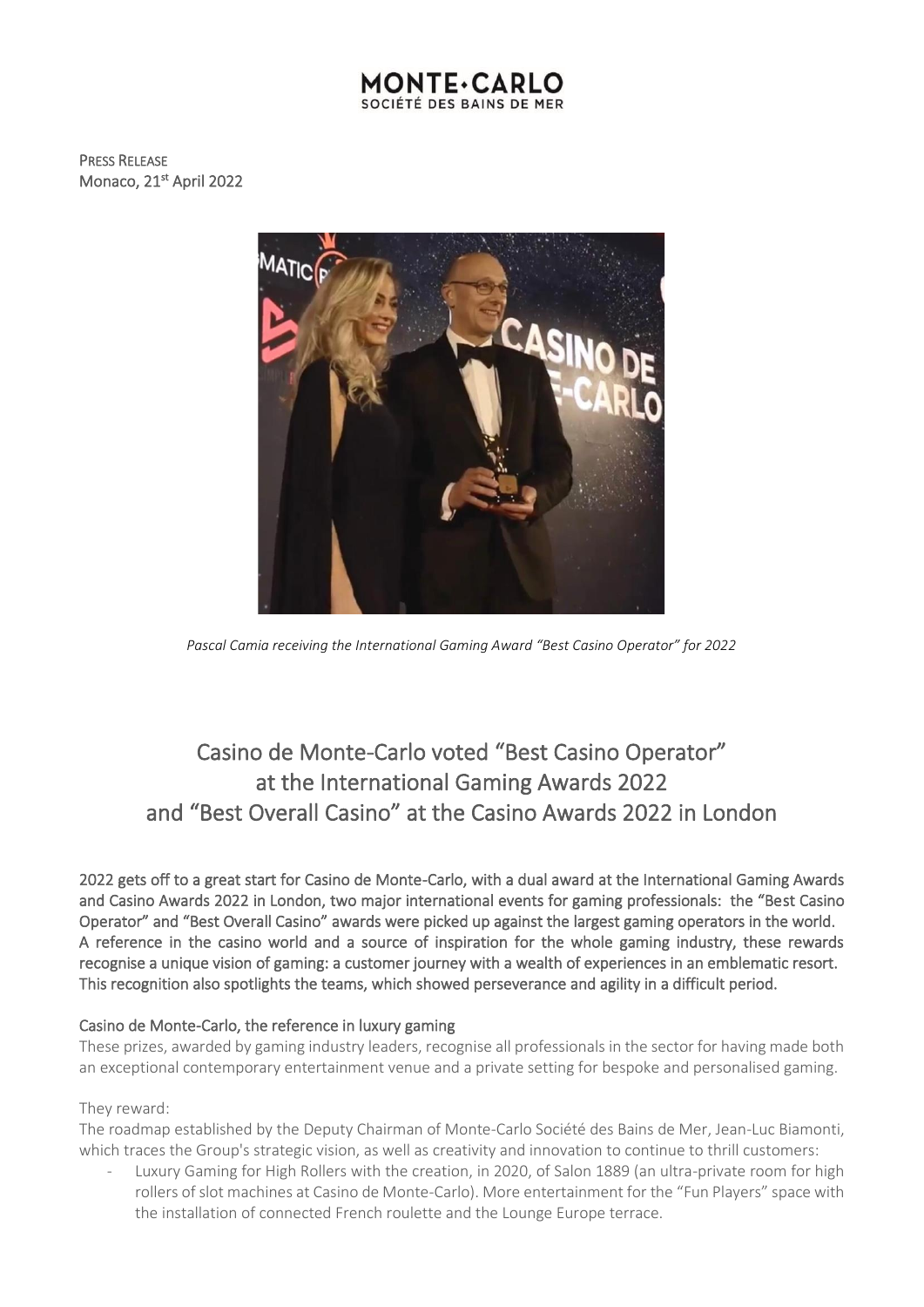MONTE·CARLO
SOCIÉTÉ DES BAINS DE MER

PRESS RELEASE
Monaco, 21st April 2022

*Pascal Camia receiving the International Gaming Award "Best Casino Operator" for 2022*

# Casino de Monte-Carlo voted "Best Casino Operator" at the International Gaming Awards 2022 and "Best Overall Casino" at the Casino Awards 2022 in London

2022 gets off to a great start for Casino de Monte-Carlo, with a dual award at the International Gaming Awards and Casino Awards 2022 in London, two major international events for gaming professionals: the "Best Casino Operator" and "Best Overall Casino" awards were picked up against the largest gaming operators in the world. A reference in the casino world and a source of inspiration for the whole gaming industry, these rewards recognise a unique vision of gaming: a customer journey with a wealth of experiences in an emblematic resort. This recognition also spotlights the teams, which showed perseverance and agility in a difficult period.

## Casino de Monte-Carlo, the reference in luxury gaming

These prizes, awarded by gaming industry leaders, recognise all professionals in the sector for having made both an exceptional contemporary entertainment venue and a private setting for bespoke and personalised gaming.

They reward:

The roadmap established by the Deputy Chairman of Monte-Carlo Société des Bains de Mer, Jean-Luc Biamonti, which traces the Group's strategic vision, as well as creativity and innovation to continue to thrill customers:

- Luxury Gaming for High Rollers with the creation, in 2020, of Salon 1889 (an ultra-private room for high rollers of slot machines at Casino de Monte-Carlo). More entertainment for the "Fun Players" space with the installation of connected French roulette and the Lounge Europe terrace.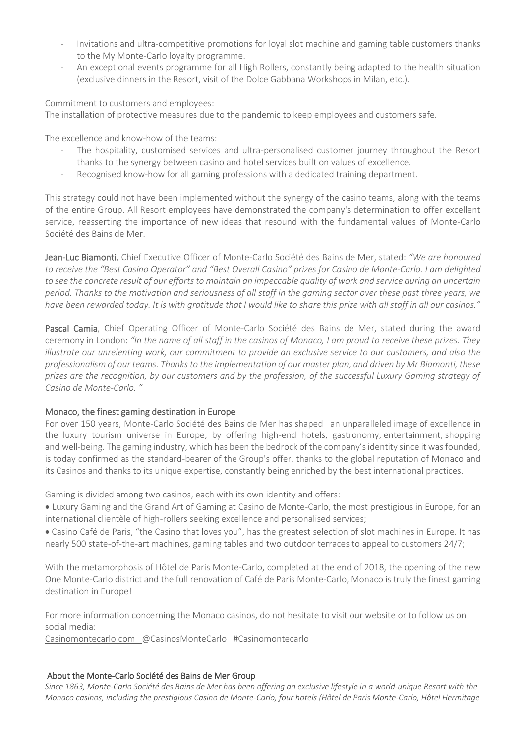- Invitations and ultra-competitive promotions for loyal slot machine and gaming table customers thanks to the My Monte-Carlo loyalty programme.
- An exceptional events programme for all High Rollers, constantly being adapted to the health situation (exclusive dinners in the Resort, visit of the Dolce Gabbana Workshops in Milan, etc.).

Commitment to customers and employees:
The installation of protective measures due to the pandemic to keep employees and customers safe.

The excellence and know-how of the teams:

- The hospitality, customised services and ultra-personalised customer journey throughout the Resort thanks to the synergy between casino and hotel services built on values of excellence.
- Recognised know-how for all gaming professions with a dedicated training department.

This strategy could not have been implemented without the synergy of the casino teams, along with the teams of the entire Group. All Resort employees have demonstrated the company's determination to offer excellent service, reasserting the importance of new ideas that resound with the fundamental values of Monte-Carlo Société des Bains de Mer.

**Jean-Luc Biamonti**, Chief Executive Officer of Monte-Carlo Société des Bains de Mer, stated: *"We are honoured to receive the "Best Casino Operator" and "Best Overall Casino" prizes for Casino de Monte-Carlo. I am delighted to see the concrete result of our efforts to maintain an impeccable quality of work and service during an uncertain period. Thanks to the motivation and seriousness of all staff in the gaming sector over these past three years, we have been rewarded today. It is with gratitude that I would like to share this prize with all staff in all our casinos."*

**Pascal Camia**, Chief Operating Officer of Monte-Carlo Société des Bains de Mer, stated during the award ceremony in London: *"In the name of all staff in the casinos of Monaco, I am proud to receive these prizes. They illustrate our unrelenting work, our commitment to provide an exclusive service to our customers, and also the professionalism of our teams. Thanks to the implementation of our master plan, and driven by Mr Biamonti, these prizes are the recognition, by our customers and by the profession, of the successful Luxury Gaming strategy of Casino de Monte-Carlo. "*

## Monaco, the finest gaming destination in Europe

For over 150 years, Monte-Carlo Société des Bains de Mer has shaped an unparalleled image of excellence in the luxury tourism universe in Europe, by offering high-end hotels, gastronomy, entertainment, shopping and well-being. The gaming industry, which has been the bedrock of the company's identity since it was founded, is today confirmed as the standard-bearer of the Group's offer, thanks to the global reputation of Monaco and its Casinos and thanks to its unique expertise, constantly being enriched by the best international practices.

Gaming is divided among two casinos, each with its own identity and offers:

- Luxury Gaming and the Grand Art of Gaming at Casino de Monte-Carlo, the most prestigious in Europe, for an international clientèle of high-rollers seeking excellence and personalised services;
- Casino Café de Paris, "the Casino that loves you", has the greatest selection of slot machines in Europe. It has nearly 500 state-of-the-art machines, gaming tables and two outdoor terraces to appeal to customers 24/7;

With the metamorphosis of Hôtel de Paris Monte-Carlo, completed at the end of 2018, the opening of the new One Monte-Carlo district and the full renovation of Café de Paris Monte-Carlo, Monaco is truly the finest gaming destination in Europe!

For more information concerning the Monaco casinos, do not hesitate to visit our website or to follow us on social media:
Casinomontecarlo.com @CasinosMonteCarlo #Casinomontecarlo

## About the Monte-Carlo Société des Bains de Mer Group

*Since 1863, Monte-Carlo Société des Bains de Mer has been offering an exclusive lifestyle in a world-unique Resort with the Monaco casinos, including the prestigious Casino de Monte-Carlo, four hotels (Hôtel de Paris Monte-Carlo, Hôtel Hermitage*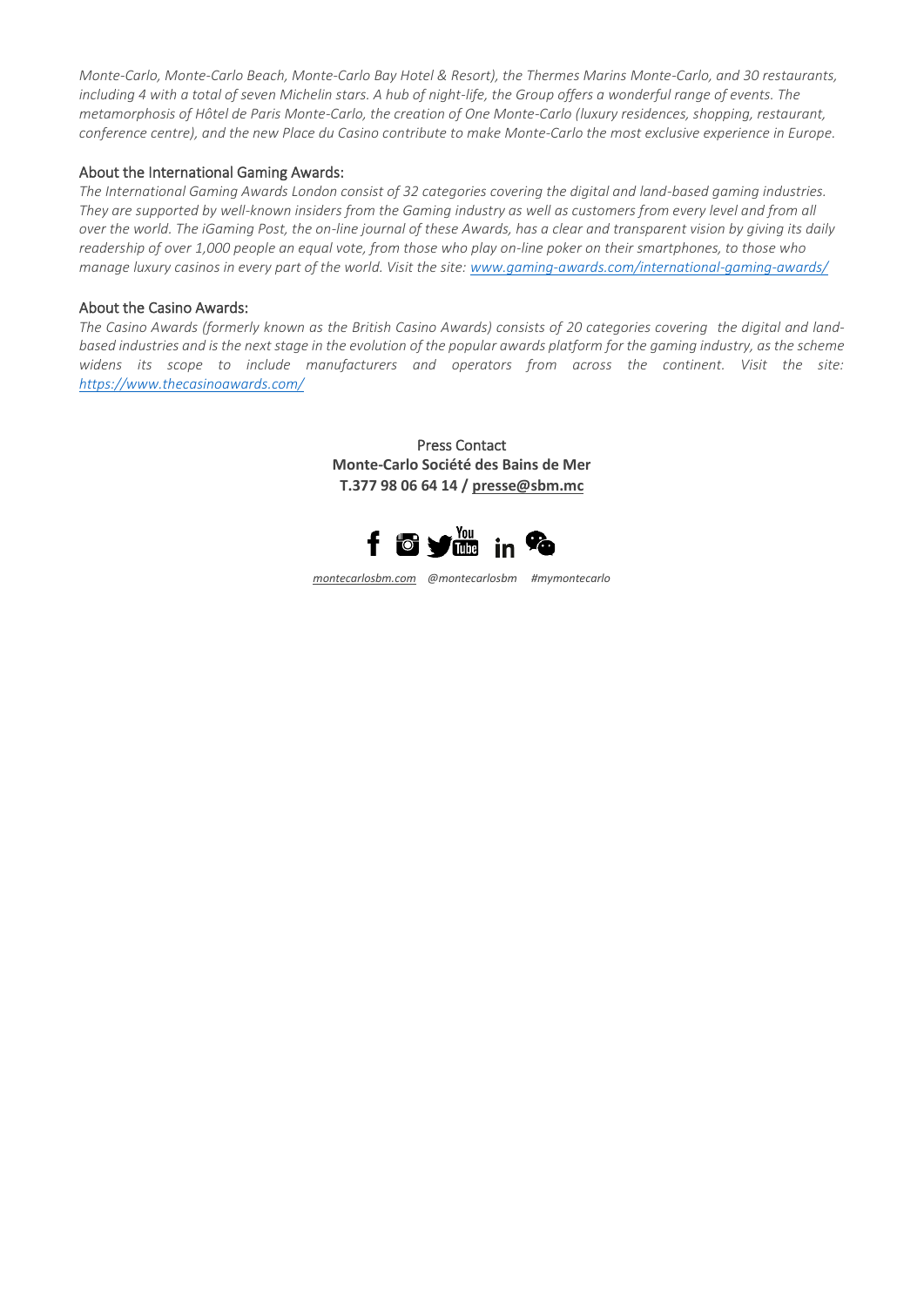*Monte-Carlo, Monte-Carlo Beach, Monte-Carlo Bay Hotel & Resort), the Thermes Marins Monte-Carlo, and 30 restaurants, including 4 with a total of seven Michelin stars. A hub of night-life, the Group offers a wonderful range of events. The metamorphosis of Hôtel de Paris Monte-Carlo, the creation of One Monte-Carlo (luxury residences, shopping, restaurant, conference centre), and the new Place du Casino contribute to make Monte-Carlo the most exclusive experience in Europe.*

### About the International Gaming Awards:

*The International Gaming Awards London consist of 32 categories covering the digital and land-based gaming industries. They are supported by well-known insiders from the Gaming industry as well as customers from every level and from all over the world. The iGaming Post, the on-line journal of these Awards, has a clear and transparent vision by giving its daily readership of over 1,000 people an equal vote, from those who play on-line poker on their smartphones, to those who manage luxury casinos in every part of the world. Visit the site: www.gaming-awards.com/international-gaming-awards/*

### About the Casino Awards:

*The Casino Awards (formerly known as the British Casino Awards) consists of 20 categories covering the digital and land-based industries and is the next stage in the evolution of the popular awards platform for the gaming industry, as the scheme widens its scope to include manufacturers and operators from across the continent. Visit the site: https://www.thecasinoawards.com/*

Press Contact
**Monte-Carlo Société des Bains de Mer**
**T.377 98 06 64 14 / presse@sbm.mc**

*montecarlosbm.com @montecarlosbm #mymontecarlo*